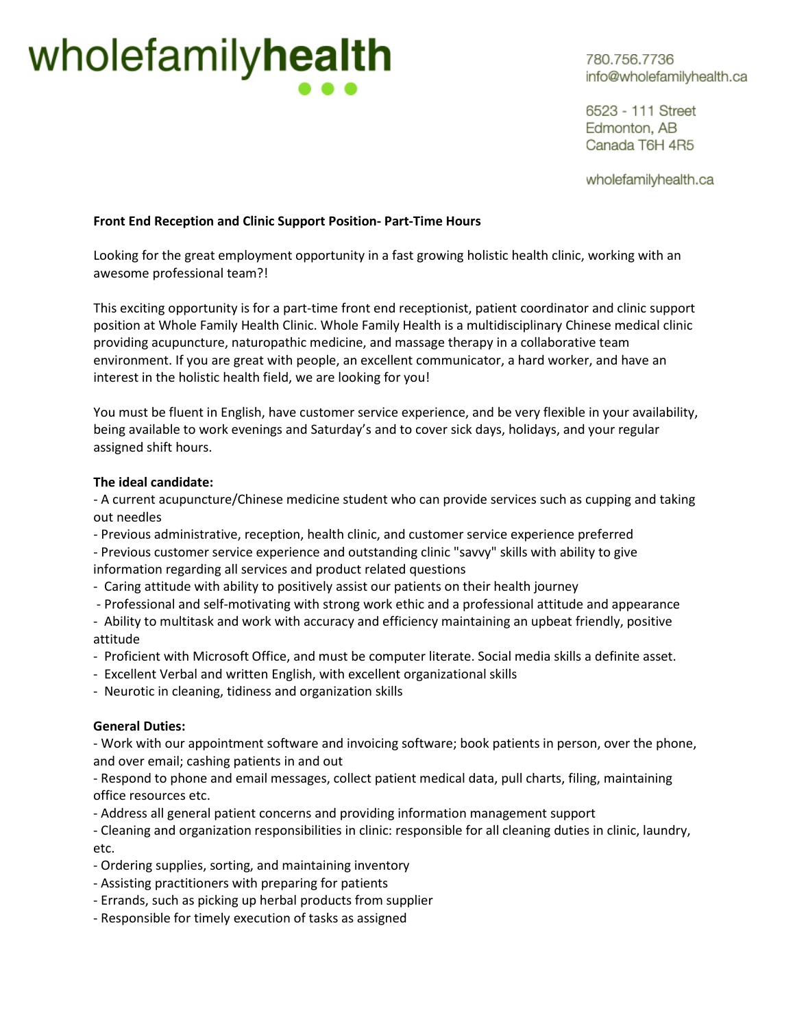# wholefamilyhealth

780.756.7736
info@wholefamilyhealth.ca

6523 - 111 Street
Edmonton, AB
Canada T6H 4R5

wholefamilyhealth.ca

**Front End Reception and Clinic Support Position- Part-Time Hours**

Looking for the great employment opportunity in a fast growing holistic health clinic, working with an awesome professional team?!

This exciting opportunity is for a part-time front end receptionist, patient coordinator and clinic support position at Whole Family Health Clinic. Whole Family Health is a multidisciplinary Chinese medical clinic providing acupuncture, naturopathic medicine, and massage therapy in a collaborative team environment. If you are great with people, an excellent communicator, a hard worker, and have an interest in the holistic health field, we are looking for you!

You must be fluent in English, have customer service experience, and be very flexible in your availability, being available to work evenings and Saturday's and to cover sick days, holidays, and your regular assigned shift hours.

**The ideal candidate:**

- A current acupuncture/Chinese medicine student who can provide services such as cupping and taking out needles
- Previous administrative, reception, health clinic, and customer service experience preferred
- Previous customer service experience and outstanding clinic "savvy" skills with ability to give information regarding all services and product related questions
- Caring attitude with ability to positively assist our patients on their health journey
- Professional and self-motivating with strong work ethic and a professional attitude and appearance
- Ability to multitask and work with accuracy and efficiency maintaining an upbeat friendly, positive attitude
- Proficient with Microsoft Office, and must be computer literate. Social media skills a definite asset.
- Excellent Verbal and written English, with excellent organizational skills
- Neurotic in cleaning, tidiness and organization skills

**General Duties:**

- Work with our appointment software and invoicing software; book patients in person, over the phone, and over email; cashing patients in and out
- Respond to phone and email messages, collect patient medical data, pull charts, filing, maintaining office resources etc.
- Address all general patient concerns and providing information management support
- Cleaning and organization responsibilities in clinic: responsible for all cleaning duties in clinic, laundry, etc.
- Ordering supplies, sorting, and maintaining inventory
- Assisting practitioners with preparing for patients
- Errands, such as picking up herbal products from supplier
- Responsible for timely execution of tasks as assigned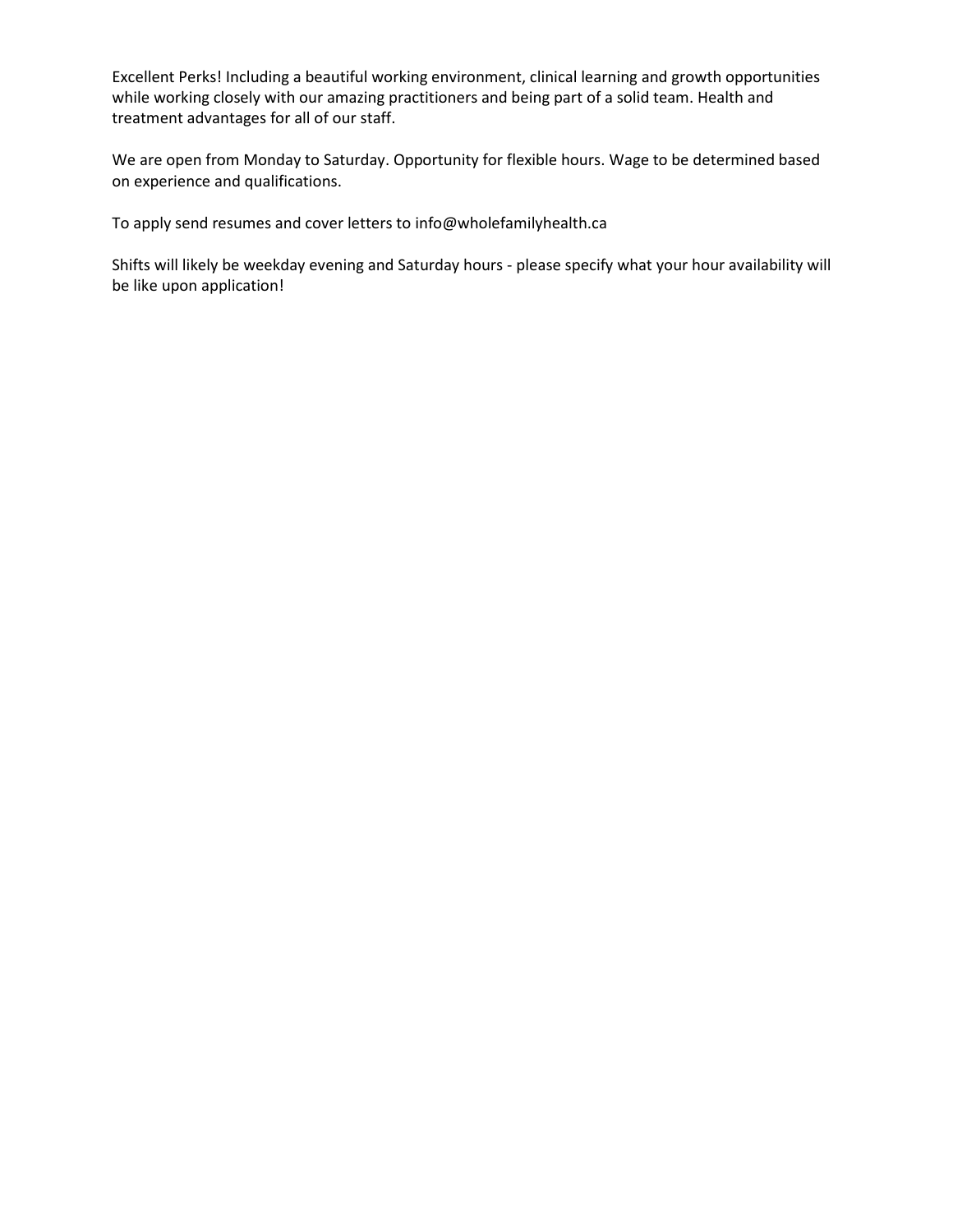Excellent Perks! Including a beautiful working environment, clinical learning and growth opportunities while working closely with our amazing practitioners and being part of a solid team. Health and treatment advantages for all of our staff.

We are open from Monday to Saturday. Opportunity for flexible hours. Wage to be determined based on experience and qualifications.

To apply send resumes and cover letters to info@wholefamilyhealth.ca

Shifts will likely be weekday evening and Saturday hours - please specify what your hour availability will be like upon application!